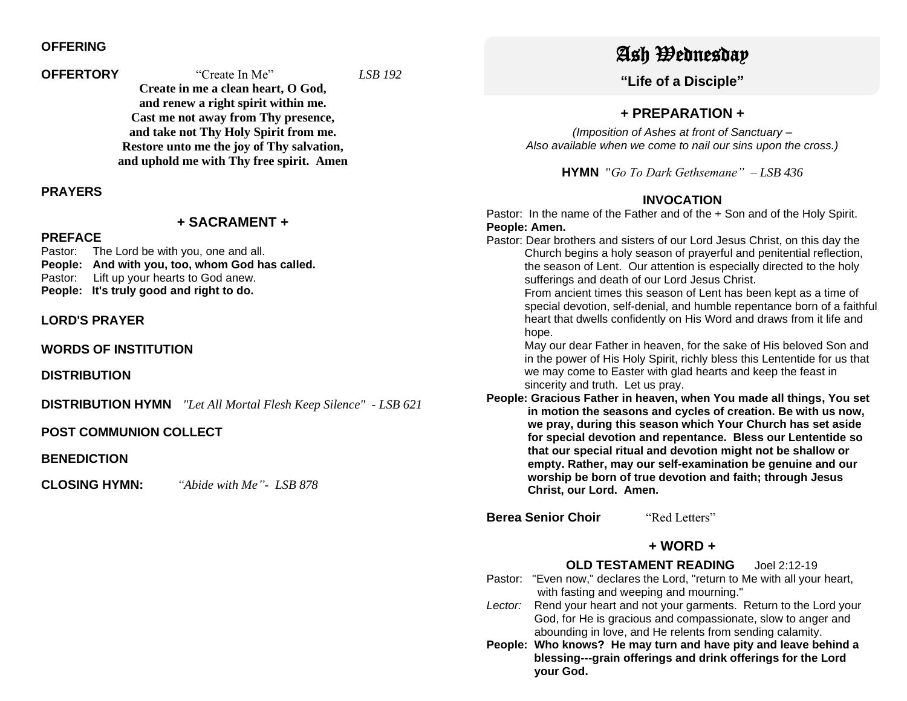**OFFERING**

**OFFERTORY** "Create In Me" *LSB 192*

**Create in me a clean heart, O God,**
**and renew a right spirit within me.**
**Cast me not away from Thy presence,**
**and take not Thy Holy Spirit from me.**
**Restore unto me the joy of Thy salvation,**
**and uphold me with Thy free spirit. Amen**

**PRAYERS**

## + SACRAMENT +

**PREFACE**

Pastor: The Lord be with you, one and all.
**People: And with you, too, whom God has called.**
Pastor: Lift up your hearts to God anew.
**People: It's truly good and right to do.**

**LORD'S PRAYER**

**WORDS OF INSTITUTION**

**DISTRIBUTION**

**DISTRIBUTION HYMN** *"Let All Mortal Flesh Keep Silence" - LSB 621*

**POST COMMUNION COLLECT**

**BENEDICTION**

**CLOSING HYMN:** *"Abide with Me"- LSB 878*

# Ash Wednesday

## "Life of a Disciple"

## + PREPARATION +

*(Imposition of Ashes at front of Sanctuary –*
*Also available when we come to nail our sins upon the cross.)*

**HYMN** *"Go To Dark Gethsemane" – LSB 436*

**INVOCATION**

Pastor: In the name of the Father and of the + Son and of the Holy Spirit.
**People: Amen.**

Pastor: Dear brothers and sisters of our Lord Jesus Christ, on this day the Church begins a holy season of prayerful and penitential reflection, the season of Lent. Our attention is especially directed to the holy sufferings and death of our Lord Jesus Christ.
From ancient times this season of Lent has been kept as a time of special devotion, self-denial, and humble repentance born of a faithful heart that dwells confidently on His Word and draws from it life and hope.
May our dear Father in heaven, for the sake of His beloved Son and in the power of His Holy Spirit, richly bless this Lententide for us that we may come to Easter with glad hearts and keep the feast in sincerity and truth. Let us pray.

**People: Gracious Father in heaven, when You made all things, You set in motion the seasons and cycles of creation. Be with us now, we pray, during this season which Your Church has set aside for special devotion and repentance. Bless our Lententide so that our special ritual and devotion might not be shallow or empty. Rather, may our self-examination be genuine and our worship be born of true devotion and faith; through Jesus Christ, our Lord. Amen.**

**Berea Senior Choir** "Red Letters"

## + WORD +

**OLD TESTAMENT READING** Joel 2:12-19

Pastor: "Even now," declares the Lord, "return to Me with all your heart, with fasting and weeping and mourning."

*Lector:* Rend your heart and not your garments. Return to the Lord your God, for He is gracious and compassionate, slow to anger and abounding in love, and He relents from sending calamity.

**People: Who knows? He may turn and have pity and leave behind a blessing---grain offerings and drink offerings for the Lord your God.**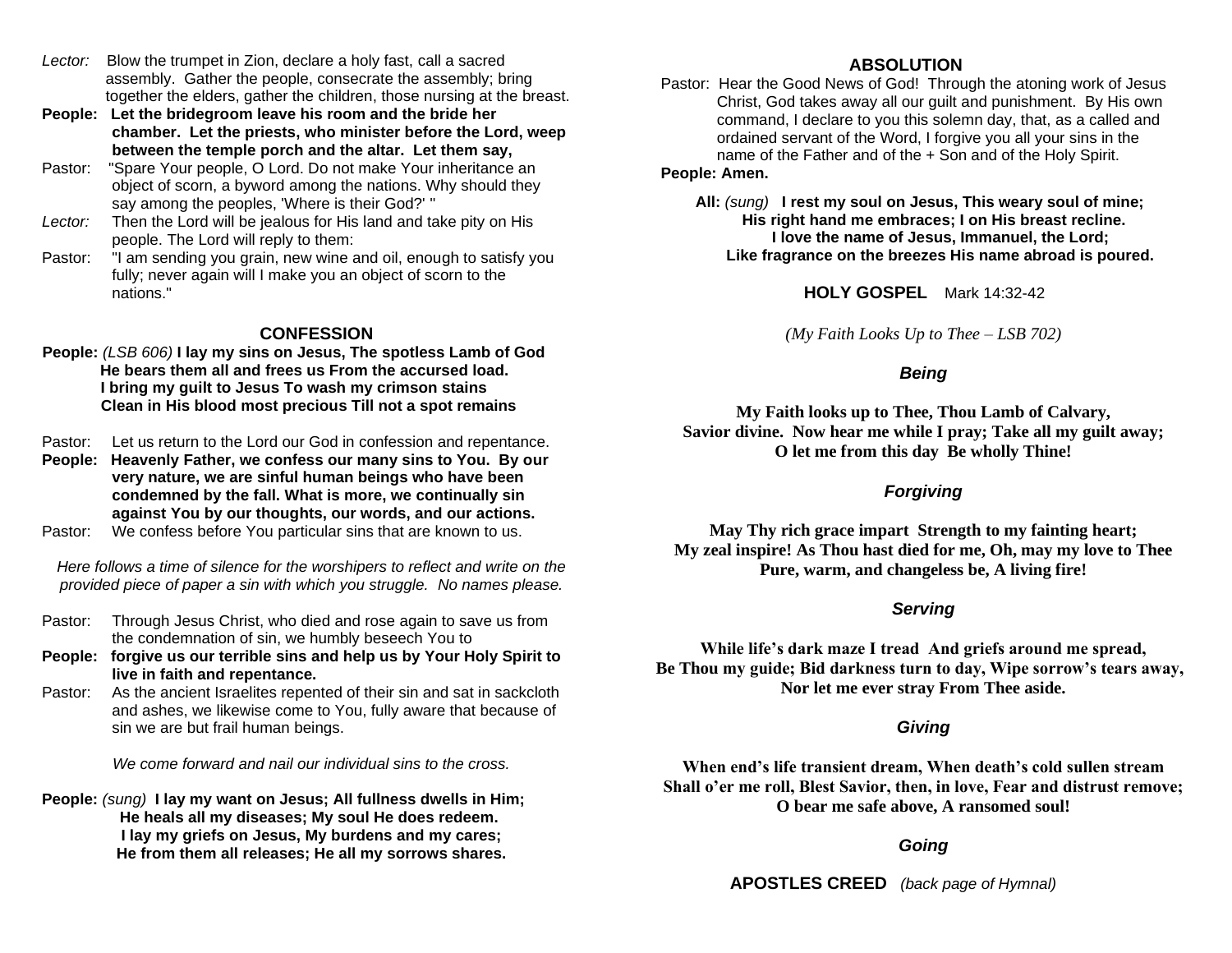*Lector:* Blow the trumpet in Zion, declare a holy fast, call a sacred assembly. Gather the people, consecrate the assembly; bring together the elders, gather the children, those nursing at the breast.

**People: Let the bridegroom leave his room and the bride her chamber. Let the priests, who minister before the Lord, weep between the temple porch and the altar. Let them say,**

Pastor: "Spare Your people, O Lord. Do not make Your inheritance an object of scorn, a byword among the nations. Why should they say among the peoples, 'Where is their God?' "

*Lector:* Then the Lord will be jealous for His land and take pity on His people. The Lord will reply to them:

Pastor: "I am sending you grain, new wine and oil, enough to satisfy you fully; never again will I make you an object of scorn to the nations."

## CONFESSION

**People:** *(LSB 606)* **I lay my sins on Jesus, The spotless Lamb of God**
**He bears them all and frees us From the accursed load.**
**I bring my guilt to Jesus To wash my crimson stains**
**Clean in His blood most precious Till not a spot remains**

Pastor: Let us return to the Lord our God in confession and repentance.

**People: Heavenly Father, we confess our many sins to You. By our very nature, we are sinful human beings who have been condemned by the fall. What is more, we continually sin against You by our thoughts, our words, and our actions.**

Pastor: We confess before You particular sins that are known to us.

*Here follows a time of silence for the worshipers to reflect and write on the provided piece of paper a sin with which you struggle. No names please.*

Pastor: Through Jesus Christ, who died and rose again to save us from the condemnation of sin, we humbly beseech You to

**People: forgive us our terrible sins and help us by Your Holy Spirit to live in faith and repentance.**

Pastor: As the ancient Israelites repented of their sin and sat in sackcloth and ashes, we likewise come to You, fully aware that because of sin we are but frail human beings.

*We come forward and nail our individual sins to the cross.*

**People:** *(sung)* **I lay my want on Jesus; All fullness dwells in Him;**
**He heals all my diseases; My soul He does redeem.**
**I lay my griefs on Jesus, My burdens and my cares;**
**He from them all releases; He all my sorrows shares.**

## ABSOLUTION

Pastor: Hear the Good News of God! Through the atoning work of Jesus Christ, God takes away all our guilt and punishment. By His own command, I declare to you this solemn day, that, as a called and ordained servant of the Word, I forgive you all your sins in the name of the Father and of the + Son and of the Holy Spirit.

**People: Amen.**

**All:** *(sung)* **I rest my soul on Jesus, This weary soul of mine;**
**His right hand me embraces; I on His breast recline.**
**I love the name of Jesus, Immanuel, the Lord;**
**Like fragrance on the breezes His name abroad is poured.**

## HOLY GOSPEL Mark 14:32-42

*(My Faith Looks Up to Thee – LSB 702)*

### *Being*

**My Faith looks up to Thee, Thou Lamb of Calvary,**
**Savior divine. Now hear me while I pray; Take all my guilt away;**
**O let me from this day Be wholly Thine!**

### *Forgiving*

**May Thy rich grace impart Strength to my fainting heart;**
**My zeal inspire! As Thou hast died for me, Oh, may my love to Thee**
**Pure, warm, and changeless be, A living fire!**

### *Serving*

**While life's dark maze I tread And griefs around me spread,**
**Be Thou my guide; Bid darkness turn to day, Wipe sorrow's tears away,**
**Nor let me ever stray From Thee aside.**

### *Giving*

**When end's life transient dream, When death's cold sullen stream**
**Shall o'er me roll, Blest Savior, then, in love, Fear and distrust remove;**
**O bear me safe above, A ransomed soul!**

### *Going*

## APOSTLES CREED *(back page of Hymnal)*